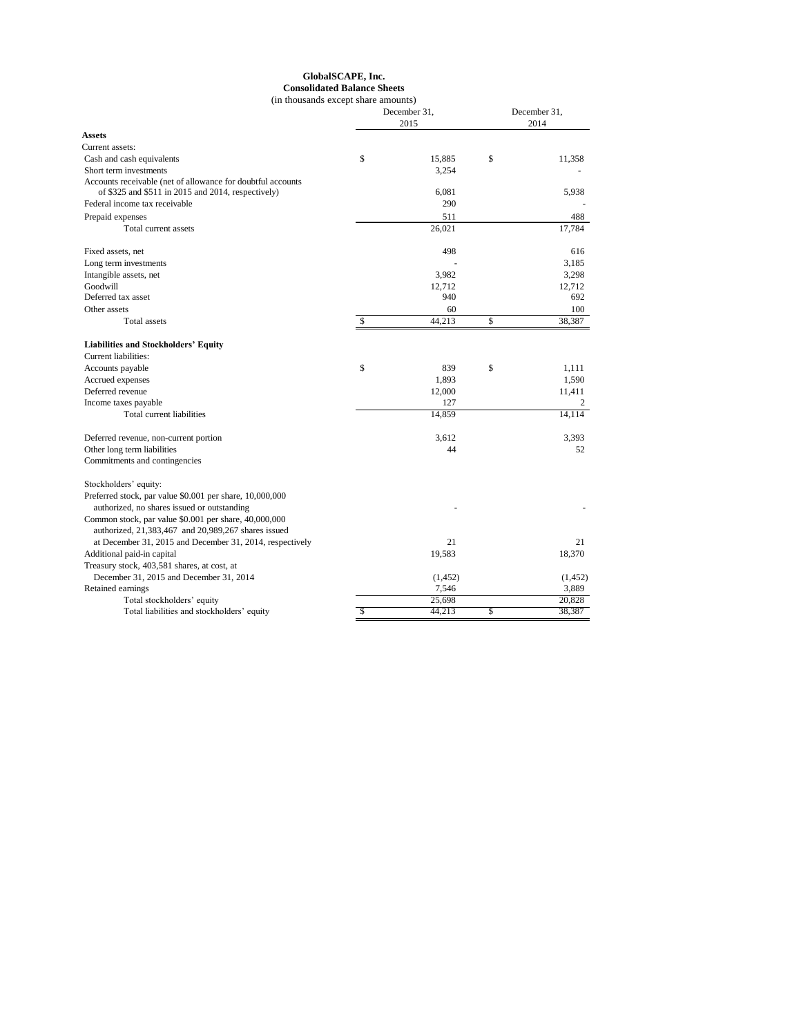# GlobalSCAPE, Inc.
## Consolidated Balance Sheets
(in thousands except share amounts)

| | December 31, 2015 | December 31, 2014 |
|---|---|---|
| **Assets** | | |
| Current assets: | | |
| Cash and cash equivalents | $ 15,885 | $ 11,358 |
| Short term investments | 3,254 | - |
| Accounts receivable (net of allowance for doubtful accounts of $325 and $511 in 2015 and 2014, respectively) | 6,081 | 5,938 |
| Federal income tax receivable | 290 | - |
| Prepaid expenses | 511 | 488 |
| Total current assets | 26,021 | 17,784 |
| | | |
| Fixed assets, net | 498 | 616 |
| Long term investments | - | 3,185 |
| Intangible assets, net | 3,982 | 3,298 |
| Goodwill | 12,712 | 12,712 |
| Deferred tax asset | 940 | 692 |
| Other assets | 60 | 100 |
| Total assets | $ 44,213 | $ 38,387 |
| | | |
| **Liabilities and Stockholders' Equity** | | |
| Current liabilities: | | |
| Accounts payable | $ 839 | $ 1,111 |
| Accrued expenses | 1,893 | 1,590 |
| Deferred revenue | 12,000 | 11,411 |
| Income taxes payable | 127 | 2 |
| Total current liabilities | 14,859 | 14,114 |
| | | |
| Deferred revenue, non-current portion | 3,612 | 3,393 |
| Other long term liabilities | 44 | 52 |
| Commitments and contingencies | | |
| | | |
| Stockholders' equity: | | |
| Preferred stock, par value $0.001 per share, 10,000,000 authorized, no shares issued or outstanding | - | - |
| Common stock, par value $0.001 per share, 40,000,000 authorized, 21,383,467 and 20,989,267 shares issued at December 31, 2015 and December 31, 2014, respectively | 21 | 21 |
| Additional paid-in capital | 19,583 | 18,370 |
| Treasury stock, 403,581 shares, at cost, at December 31, 2015 and December 31, 2014 | (1,452) | (1,452) |
| Retained earnings | 7,546 | 3,889 |
| Total stockholders' equity | 25,698 | 20,828 |
| Total liabilities and stockholders' equity | $ 44,213 | $ 38,387 |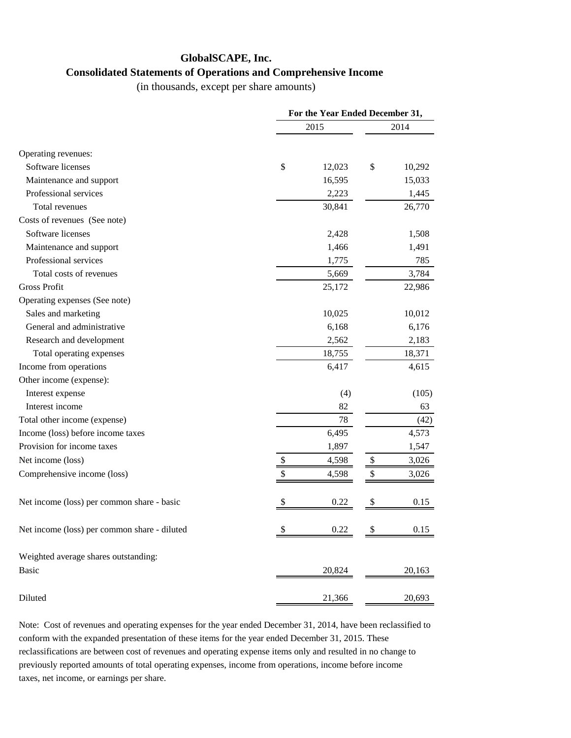**GlobalSCAPE, Inc.**

**Consolidated Statements of Operations and Comprehensive Income**

(in thousands, except per share amounts)

| | For the Year Ended December 31, | |
|---|---|---|
| | 2015 | 2014 |
| Operating revenues: | | |
| Software licenses | $ 12,023 | $ 10,292 |
| Maintenance and support | 16,595 | 15,033 |
| Professional services | 2,223 | 1,445 |
| Total revenues | 30,841 | 26,770 |
| Costs of revenues (See note) | | |
| Software licenses | 2,428 | 1,508 |
| Maintenance and support | 1,466 | 1,491 |
| Professional services | 1,775 | 785 |
| Total costs of revenues | 5,669 | 3,784 |
| Gross Profit | 25,172 | 22,986 |
| Operating expenses (See note) | | |
| Sales and marketing | 10,025 | 10,012 |
| General and administrative | 6,168 | 6,176 |
| Research and development | 2,562 | 2,183 |
| Total operating expenses | 18,755 | 18,371 |
| Income from operations | 6,417 | 4,615 |
| Other income (expense): | | |
| Interest expense | (4) | (105) |
| Interest income | 82 | 63 |
| Total other income (expense) | 78 | (42) |
| Income (loss) before income taxes | 6,495 | 4,573 |
| Provision for income taxes | 1,897 | 1,547 |
| Net income (loss) | $ 4,598 | $ 3,026 |
| Comprehensive income (loss) | $ 4,598 | $ 3,026 |
| Net income (loss) per common share - basic | $ 0.22 | $ 0.15 |
| Net income (loss) per common share - diluted | $ 0.22 | $ 0.15 |
| Weighted average shares outstanding: | | |
| Basic | 20,824 | 20,163 |
| Diluted | 21,366 | 20,693 |

Note: Cost of revenues and operating expenses for the year ended December 31, 2014, have been reclassified to conform with the expanded presentation of these items for the year ended December 31, 2015. These reclassifications are between cost of revenues and operating expense items only and resulted in no change to previously reported amounts of total operating expenses, income from operations, income before income taxes, net income, or earnings per share.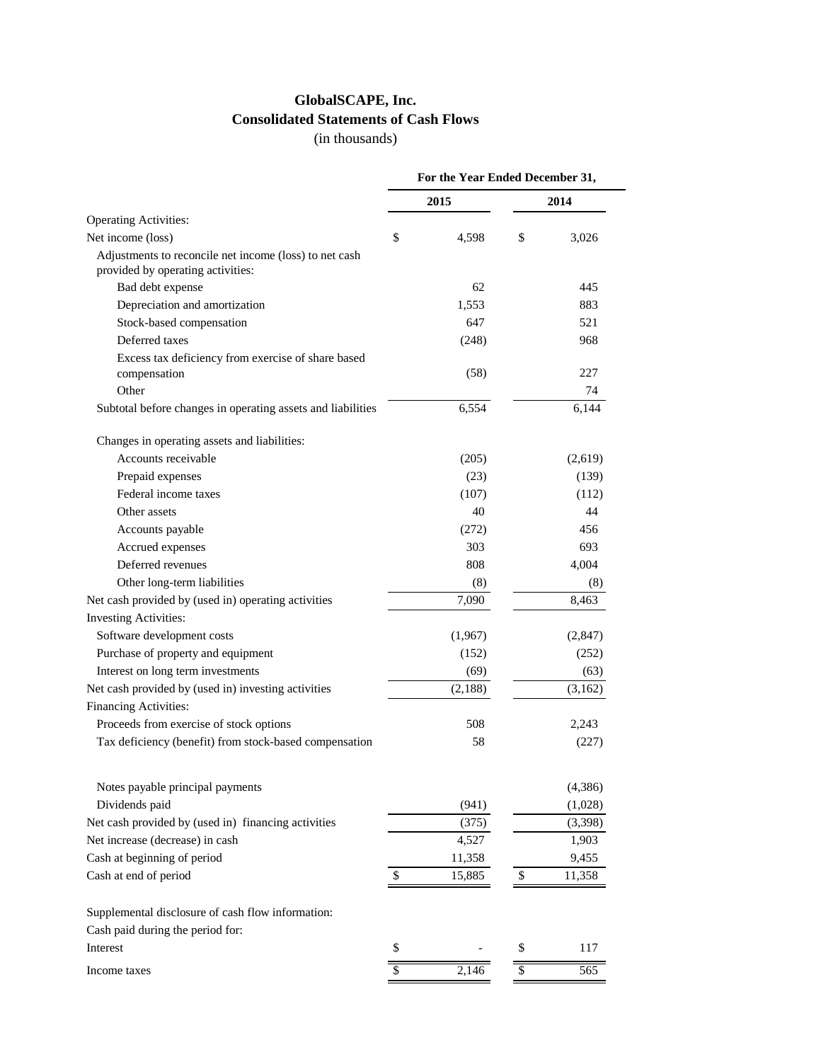# GlobalSCAPE, Inc.
## Consolidated Statements of Cash Flows
(in thousands)

| | For the Year Ended December 31, | |
|---|---|---|
| | 2015 | 2014 |
| Operating Activities: | | |
| Net income (loss) | $ 4,598 | $ 3,026 |
| Adjustments to reconcile net income (loss) to net cash provided by operating activities: | | |
| Bad debt expense | 62 | 445 |
| Depreciation and amortization | 1,553 | 883 |
| Stock-based compensation | 647 | 521 |
| Deferred taxes | (248) | 968 |
| Excess tax deficiency from exercise of share based compensation | (58) | 227 |
| Other | | 74 |
| Subtotal before changes in operating assets and liabilities | 6,554 | 6,144 |
| Changes in operating assets and liabilities: | | |
| Accounts receivable | (205) | (2,619) |
| Prepaid expenses | (23) | (139) |
| Federal income taxes | (107) | (112) |
| Other assets | 40 | 44 |
| Accounts payable | (272) | 456 |
| Accrued expenses | 303 | 693 |
| Deferred revenues | 808 | 4,004 |
| Other long-term liabilities | (8) | (8) |
| Net cash provided by (used in) operating activities | 7,090 | 8,463 |
| Investing Activities: | | |
| Software development costs | (1,967) | (2,847) |
| Purchase of property and equipment | (152) | (252) |
| Interest on long term investments | (69) | (63) |
| Net cash provided by (used in) investing activities | (2,188) | (3,162) |
| Financing Activities: | | |
| Proceeds from exercise of stock options | 508 | 2,243 |
| Tax deficiency (benefit) from stock-based compensation | 58 | (227) |
| Notes payable principal payments | | (4,386) |
| Dividends paid | (941) | (1,028) |
| Net cash provided by (used in) financing activities | (375) | (3,398) |
| Net increase (decrease) in cash | 4,527 | 1,903 |
| Cash at beginning of period | 11,358 | 9,455 |
| Cash at end of period | $ 15,885 | $ 11,358 |
| Supplemental disclosure of cash flow information: | | |
| Cash paid during the period for: | | |
| Interest | $ - | $ 117 |
| Income taxes | $ 2,146 | $ 565 |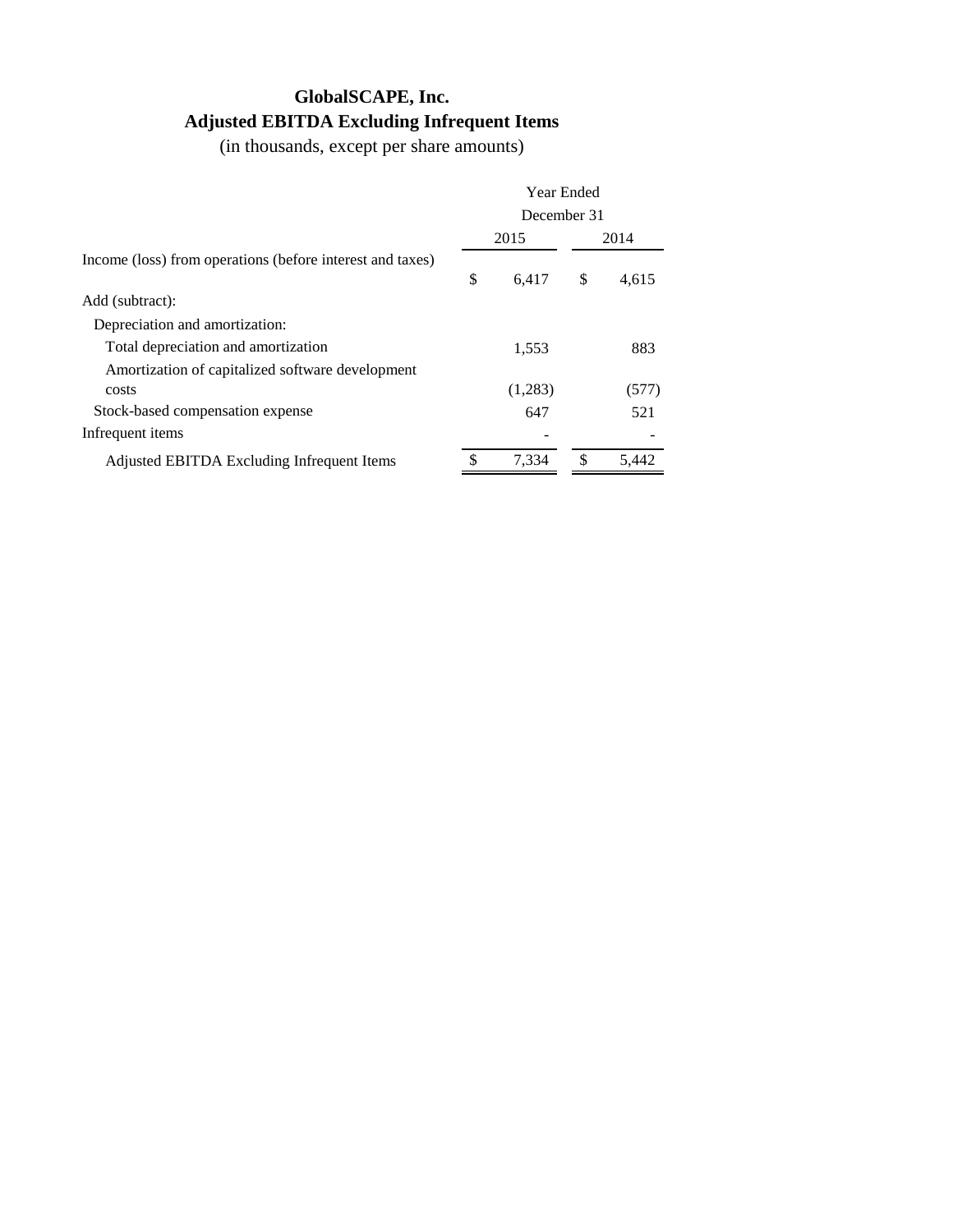# GlobalSCAPE, Inc.
## Adjusted EBITDA Excluding Infrequent Items

(in thousands, except per share amounts)

| | Year Ended December 31 | |
| --- | --- | --- |
| | 2015 | 2014 |
| Income (loss) from operations (before interest and taxes) | $ 6,417 | $ 4,615 |
| Add (subtract): | | |
| Depreciation and amortization: | | |
| Total depreciation and amortization | 1,553 | 883 |
| Amortization of capitalized software development costs | (1,283) | (577) |
| Stock-based compensation expense | 647 | 521 |
| Infrequent items | - | - |
| Adjusted EBITDA Excluding Infrequent Items | $ 7,334 | $ 5,442 |